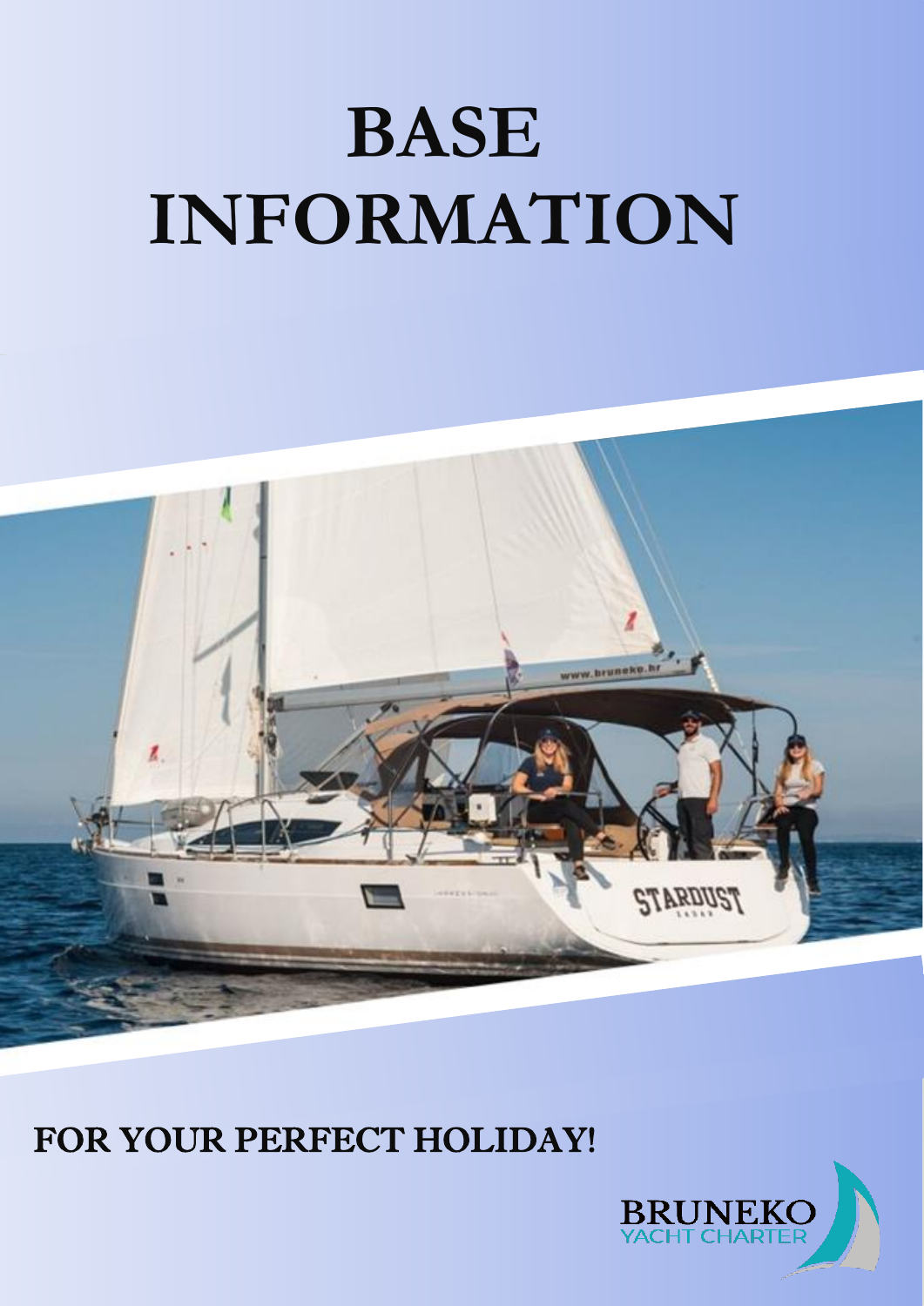# BASE INFORMATION

**FOR YOUR PERFECT HOLIDAY!**

BRUNEKO
YACHT CHARTER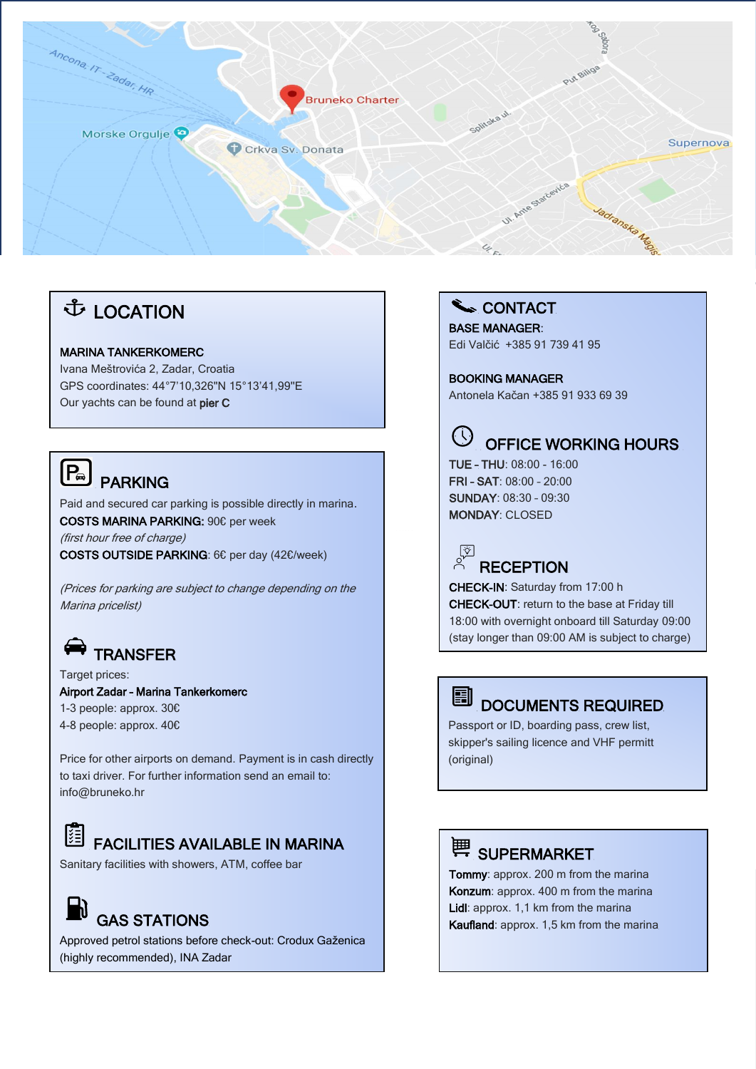## LOCATION

**MARINA TANKERKOMERC**
Ivana Meštrovića 2, Zadar, Croatia
GPS coordinates: 44°7'10,326"N 15°13'41,99"E
Our yachts can be found at **pier C**

## PARKING

Paid and secured car parking is possible directly in marina.
**COSTS MARINA PARKING:** 90€ per week
*(first hour free of charge)*
**COSTS OUTSIDE PARKING**: 6€ per day (42€/week)

*(Prices for parking are subject to change depending on the Marina pricelist)*

## TRANSFER

Target prices:
**Airport Zadar - Marina Tankerkomerc**
1-3 people: approx. 30€
4-8 people: approx. 40€

Price for other airports on demand. Payment is in cash directly to taxi driver. For further information send an email to: info@bruneko.hr

## FACILITIES AVAILABLE IN MARINA

Sanitary facilities with showers, ATM, coffee bar

## GAS STATIONS

Approved petrol stations before check-out: Crodux Gaženica (highly recommended), INA Zadar

## CONTACT

**BASE MANAGER**:
Edi Valčić +385 91 739 41 95

**BOOKING MANAGER**
Antonela Kačan +385 91 933 69 39

## OFFICE WORKING HOURS

**TUE - THU**: 08:00 - 16:00
**FRI - SAT**: 08:00 - 20:00
**SUNDAY**: 08:30 - 09:30
**MONDAY**: CLOSED

## RECEPTION

**CHECK-IN**: Saturday from 17:00 h
**CHECK-OUT**: return to the base at Friday till 18:00 with overnight onboard till Saturday 09:00 (stay longer than 09:00 AM is subject to charge)

## DOCUMENTS REQUIRED

Passport or ID, boarding pass, crew list, skipper's sailing licence and VHF permitt (original)

## SUPERMARKET

**Tommy**: approx. 200 m from the marina
**Konzum**: approx. 400 m from the marina
**Lidl**: approx. 1,1 km from the marina
**Kaufland**: approx. 1,5 km from the marina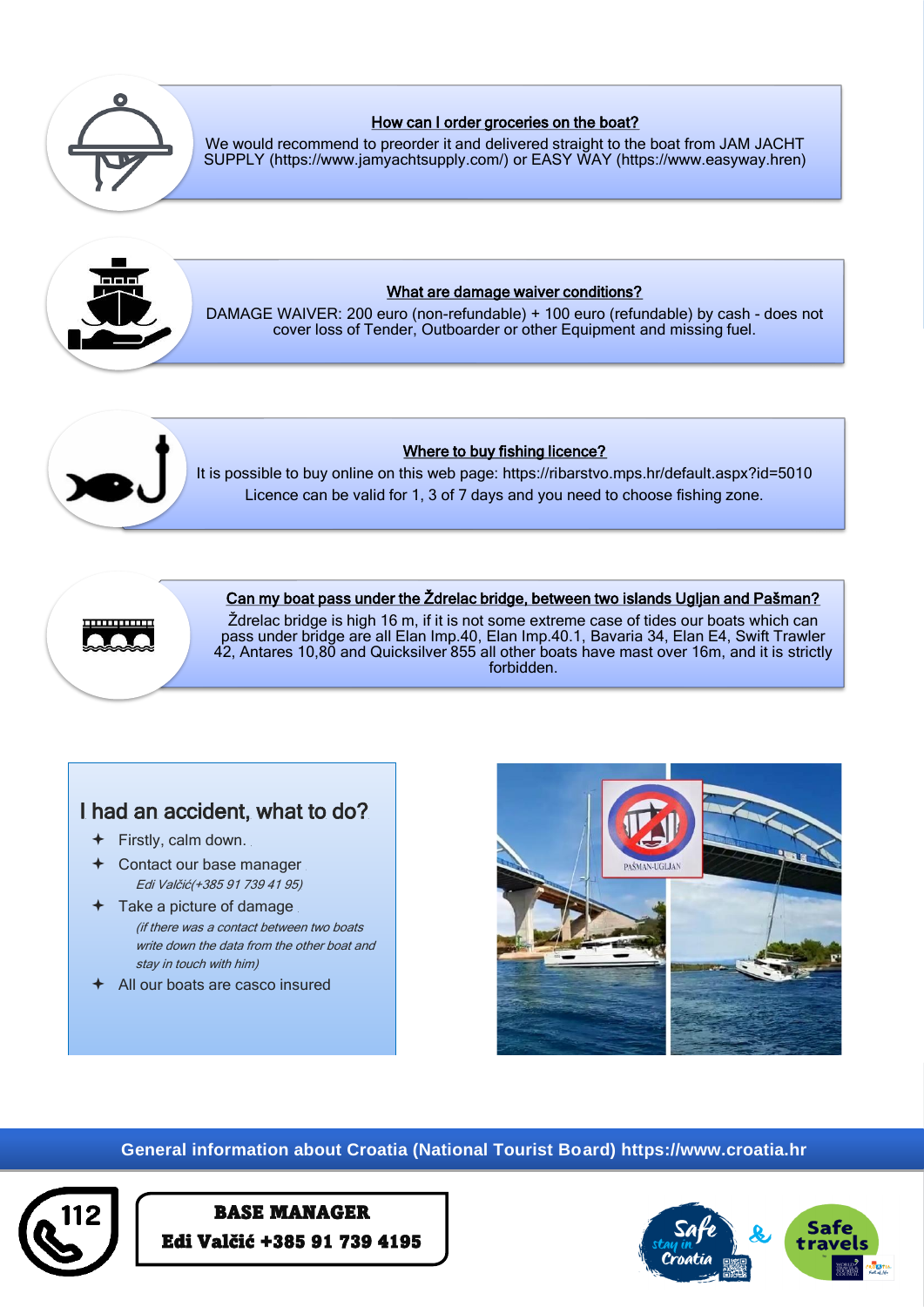### How can I order groceries on the boat?

We would recommend to preorder it and delivered straight to the boat from JAM JACHT SUPPLY (https://www.jamyachtsupply.com/) or EASY WAY (https://www.easyway.hren)

### What are damage waiver conditions?

DAMAGE WAIVER: 200 euro (non-refundable) + 100 euro (refundable) by cash - does not cover loss of Tender, Outboarder or other Equipment and missing fuel.

### Where to buy fishing licence?

It is possible to buy online on this web page: https://ribarstvo.mps.hr/default.aspx?id=5010

Licence can be valid for 1, 3 of 7 days and you need to choose fishing zone.

### Can my boat pass under the Ždrelac bridge, between two islands Ugljan and Pašman?

Ždrelac bridge is high 16 m, if it is not some extreme case of tides our boats which can pass under bridge are all Elan Imp.40, Elan Imp.40.1, Bavaria 34, Elan E4, Swift Trawler 42, Antares 10,80 and Quicksilver 855 all other boats have mast over 16m, and it is strictly forbidden.

## I had an accident, what to do?

- Firstly, calm down.
- Contact our base manager
  *Edi Valčić(+385 91 739 41 95)*
- Take a picture of damage
  *(if there was a contact between two boats write down the data from the other boat and stay in touch with him)*
- All our boats are casco insured

**General information about Croatia (National Tourist Board) https://www.croatia.hr**

112

**BASE MANAGER**
**Edi Valčić +385 91 739 4195**

Safe stay in Croatia & Safe travels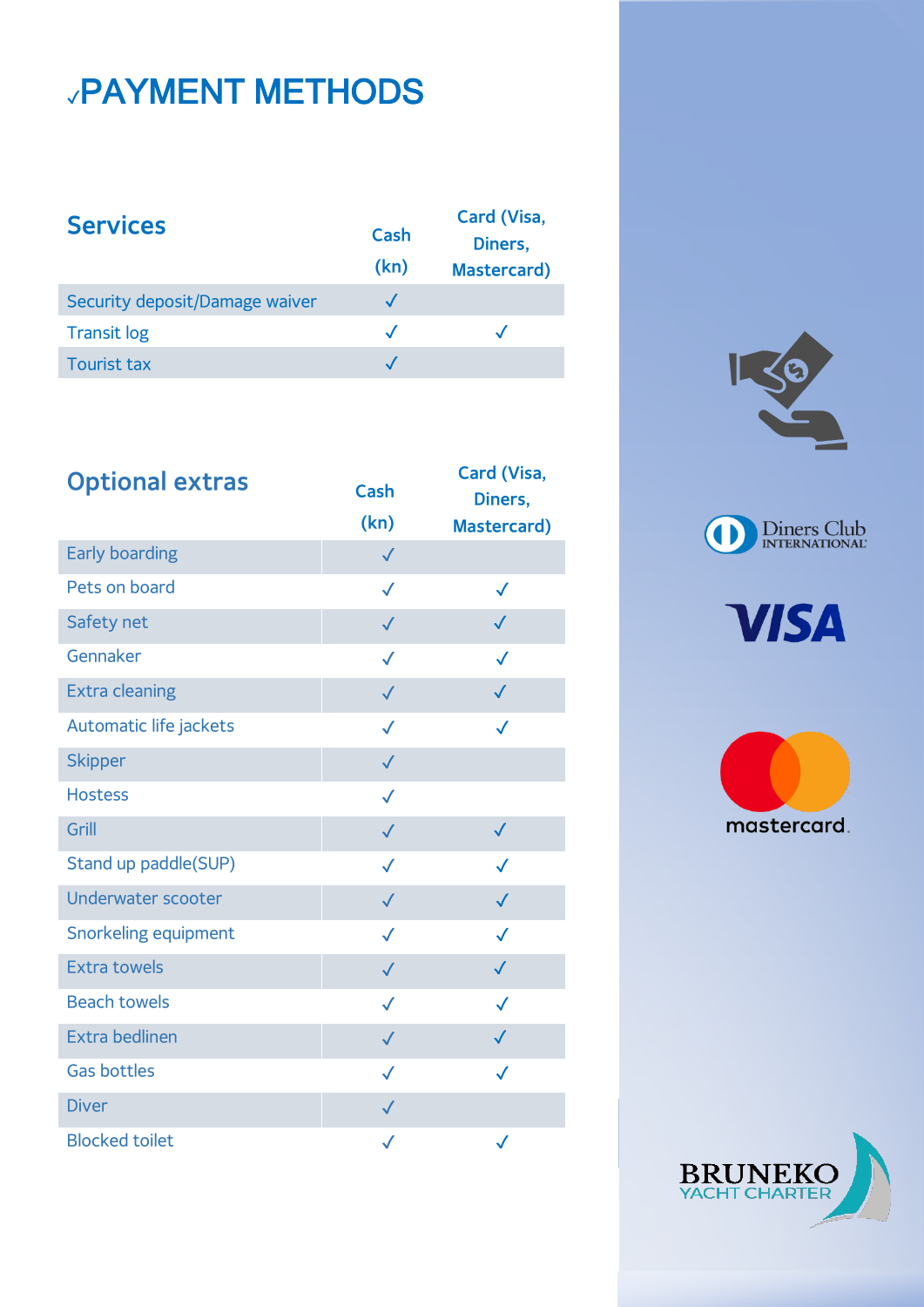# ✓PAYMENT METHODS

| Services | Cash (kn) | Card (Visa, Diners, Mastercard) |
|---|---|---|
| Security deposit/Damage waiver | ✓ | |
| Transit log | ✓ | ✓ |
| Tourist tax | ✓ | |

| Optional extras | Cash (kn) | Card (Visa, Diners, Mastercard) |
|---|---|---|
| Early boarding | ✓ | |
| Pets on board | ✓ | ✓ |
| Safety net | ✓ | ✓ |
| Gennaker | ✓ | ✓ |
| Extra cleaning | ✓ | ✓ |
| Automatic life jackets | ✓ | ✓ |
| Skipper | ✓ | |
| Hostess | ✓ | |
| Grill | ✓ | ✓ |
| Stand up paddle(SUP) | ✓ | ✓ |
| Underwater scooter | ✓ | ✓ |
| Snorkeling equipment | ✓ | ✓ |
| Extra towels | ✓ | ✓ |
| Beach towels | ✓ | ✓ |
| Extra bedlinen | ✓ | ✓ |
| Gas bottles | ✓ | ✓ |
| Diver | ✓ | |
| Blocked toilet | ✓ | ✓ |

Diners Club INTERNATIONAL

VISA

mastercard

BRUNEKO YACHT CHARTER